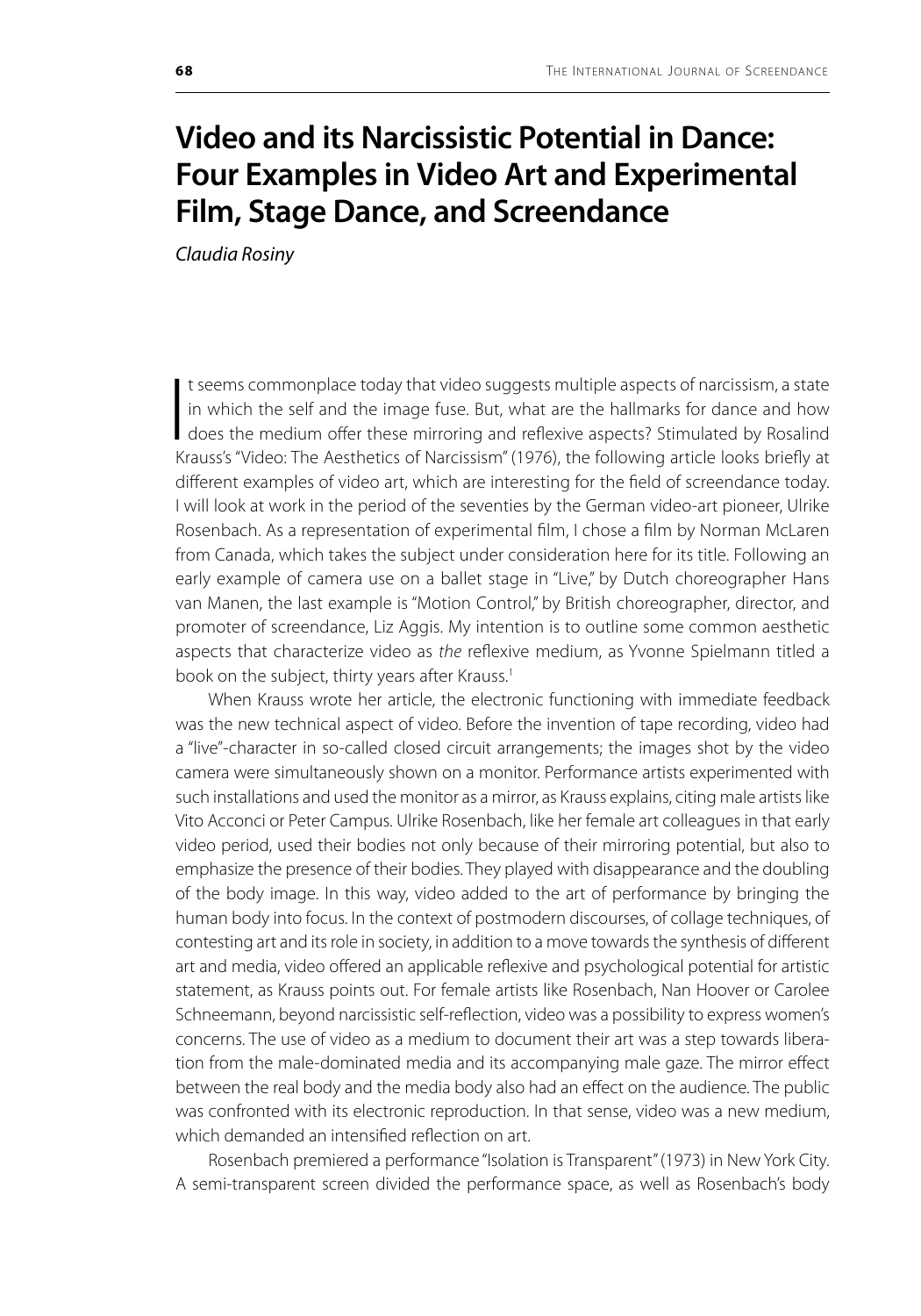# Video and its Narcissistic Potential in Dance: Four Examples in Video Art and Experimental Film, Stage Dance, and Screendance

*Claudia Rosiny*

It seems commonplace today that video suggests multiple aspects of narcissism, a state in which the self and the image fuse. But, what are the hallmarks for dance and how does the medium offer these mirroring and reflexive aspects? Stimulated by Rosalind Krauss's "Video: The Aesthetics of Narcissism" (1976), the following article looks briefly at different examples of video art, which are interesting for the field of screendance today. I will look at work in the period of the seventies by the German video-art pioneer, Ulrike Rosenbach. As a representation of experimental film, I chose a film by Norman McLaren from Canada, which takes the subject under consideration here for its title. Following an early example of camera use on a ballet stage in "Live," by Dutch choreographer Hans van Manen, the last example is "Motion Control," by British choreographer, director, and promoter of screendance, Liz Aggis. My intention is to outline some common aesthetic aspects that characterize video as *the* reflexive medium, as Yvonne Spielmann titled a book on the subject, thirty years after Krauss.[1]

When Krauss wrote her article, the electronic functioning with immediate feedback was the new technical aspect of video. Before the invention of tape recording, video had a "live"-character in so-called closed circuit arrangements; the images shot by the video camera were simultaneously shown on a monitor. Performance artists experimented with such installations and used the monitor as a mirror, as Krauss explains, citing male artists like Vito Acconci or Peter Campus. Ulrike Rosenbach, like her female art colleagues in that early video period, used their bodies not only because of their mirroring potential, but also to emphasize the presence of their bodies. They played with disappearance and the doubling of the body image. In this way, video added to the art of performance by bringing the human body into focus. In the context of postmodern discourses, of collage techniques, of contesting art and its role in society, in addition to a move towards the synthesis of different art and media, video offered an applicable reflexive and psychological potential for artistic statement, as Krauss points out. For female artists like Rosenbach, Nan Hoover or Carolee Schneemann, beyond narcissistic self-reflection, video was a possibility to express women's concerns. The use of video as a medium to document their art was a step towards liberation from the male-dominated media and its accompanying male gaze. The mirror effect between the real body and the media body also had an effect on the audience. The public was confronted with its electronic reproduction. In that sense, video was a new medium, which demanded an intensified reflection on art.

Rosenbach premiered a performance "Isolation is Transparent" (1973) in New York City. A semi-transparent screen divided the performance space, as well as Rosenbach's body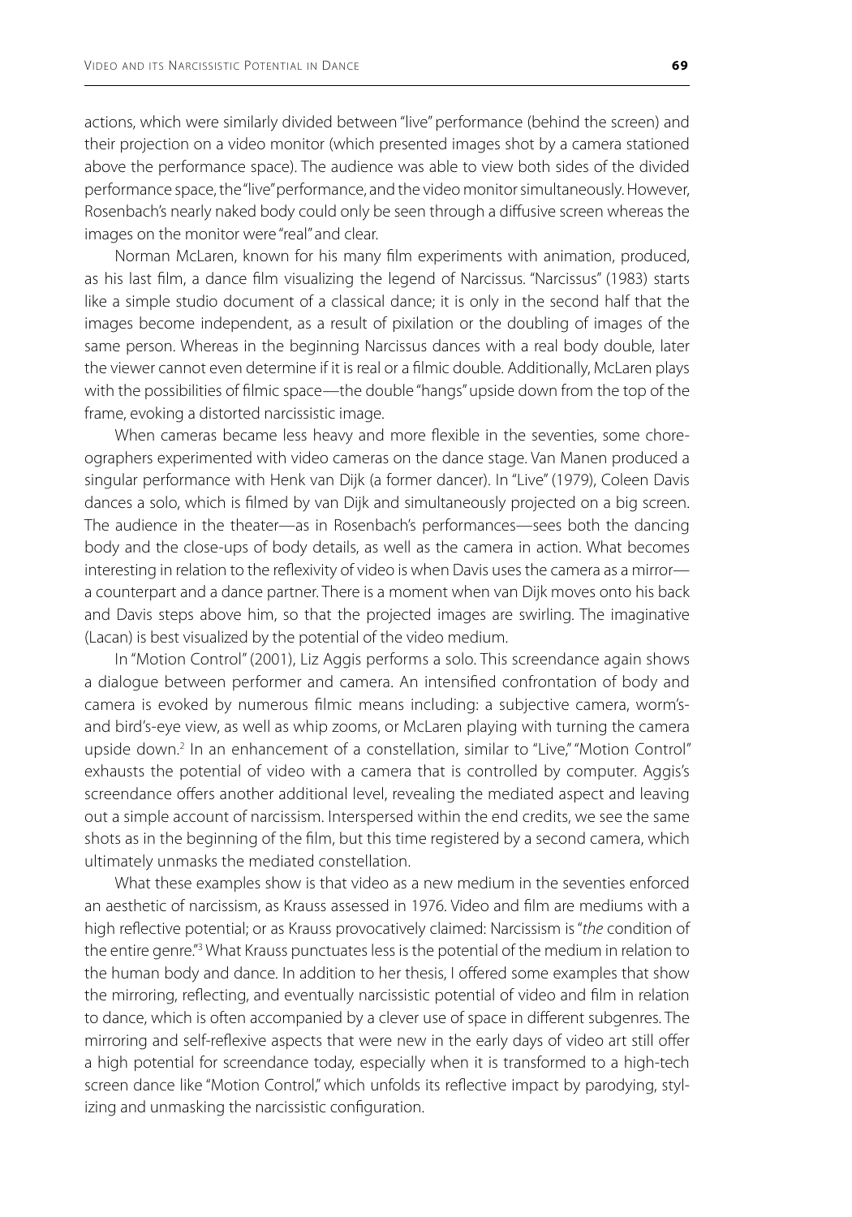actions, which were similarly divided between "live" performance (behind the screen) and their projection on a video monitor (which presented images shot by a camera stationed above the performance space). The audience was able to view both sides of the divided performance space, the "live" performance, and the video monitor simultaneously. However, Rosenbach's nearly naked body could only be seen through a diffusive screen whereas the images on the monitor were "real" and clear.

Norman McLaren, known for his many film experiments with animation, produced, as his last film, a dance film visualizing the legend of Narcissus. "Narcissus" (1983) starts like a simple studio document of a classical dance; it is only in the second half that the images become independent, as a result of pixilation or the doubling of images of the same person. Whereas in the beginning Narcissus dances with a real body double, later the viewer cannot even determine if it is real or a filmic double. Additionally, McLaren plays with the possibilities of filmic space—the double "hangs" upside down from the top of the frame, evoking a distorted narcissistic image.

When cameras became less heavy and more flexible in the seventies, some choreographers experimented with video cameras on the dance stage. Van Manen produced a singular performance with Henk van Dijk (a former dancer). In "Live" (1979), Coleen Davis dances a solo, which is filmed by van Dijk and simultaneously projected on a big screen. The audience in the theater—as in Rosenbach's performances—sees both the dancing body and the close-ups of body details, as well as the camera in action. What becomes interesting in relation to the reflexivity of video is when Davis uses the camera as a mirror—a counterpart and a dance partner. There is a moment when van Dijk moves onto his back and Davis steps above him, so that the projected images are swirling. The imaginative (Lacan) is best visualized by the potential of the video medium.

In "Motion Control" (2001), Liz Aggis performs a solo. This screendance again shows a dialogue between performer and camera. An intensified confrontation of body and camera is evoked by numerous filmic means including: a subjective camera, worm's- and bird's-eye view, as well as whip zooms, or McLaren playing with turning the camera upside down.[2] In an enhancement of a constellation, similar to "Live," "Motion Control" exhausts the potential of video with a camera that is controlled by computer. Aggis's screendance offers another additional level, revealing the mediated aspect and leaving out a simple account of narcissism. Interspersed within the end credits, we see the same shots as in the beginning of the film, but this time registered by a second camera, which ultimately unmasks the mediated constellation.

What these examples show is that video as a new medium in the seventies enforced an aesthetic of narcissism, as Krauss assessed in 1976. Video and film are mediums with a high reflective potential; or as Krauss provocatively claimed: Narcissism is "*the* condition of the entire genre."[3] What Krauss punctuates less is the potential of the medium in relation to the human body and dance. In addition to her thesis, I offered some examples that show the mirroring, reflecting, and eventually narcissistic potential of video and film in relation to dance, which is often accompanied by a clever use of space in different subgenres. The mirroring and self-reflexive aspects that were new in the early days of video art still offer a high potential for screendance today, especially when it is transformed to a high-tech screen dance like "Motion Control," which unfolds its reflective impact by parodying, stylizing and unmasking the narcissistic configuration.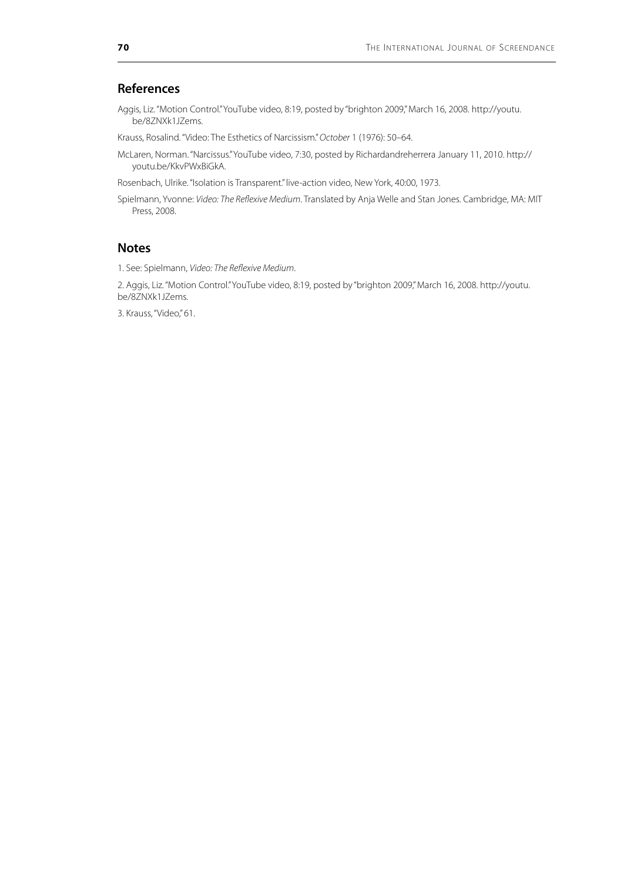## References

Aggis, Liz. "Motion Control." YouTube video, 8:19, posted by "brighton 2009," March 16, 2008. http://youtu.be/8ZNXk1JZems.

Krauss, Rosalind. "Video: The Esthetics of Narcissism." *October* 1 (1976): 50–64.

McLaren, Norman. "Narcissus." YouTube video, 7:30, posted by Richardandreherrera January 11, 2010. http://youtu.be/KkvPWxBiGkA.

Rosenbach, Ulrike. "Isolation is Transparent." live-action video, New York, 40:00, 1973.

Spielmann, Yvonne: *Video: The Reflexive Medium*. Translated by Anja Welle and Stan Jones. Cambridge, MA: MIT Press, 2008.

## Notes

1. See: Spielmann, *Video: The Reflexive Medium*.

2. Aggis, Liz. "Motion Control." YouTube video, 8:19, posted by "brighton 2009," March 16, 2008. http://youtu.be/8ZNXk1JZems.

3. Krauss, "Video," 61.